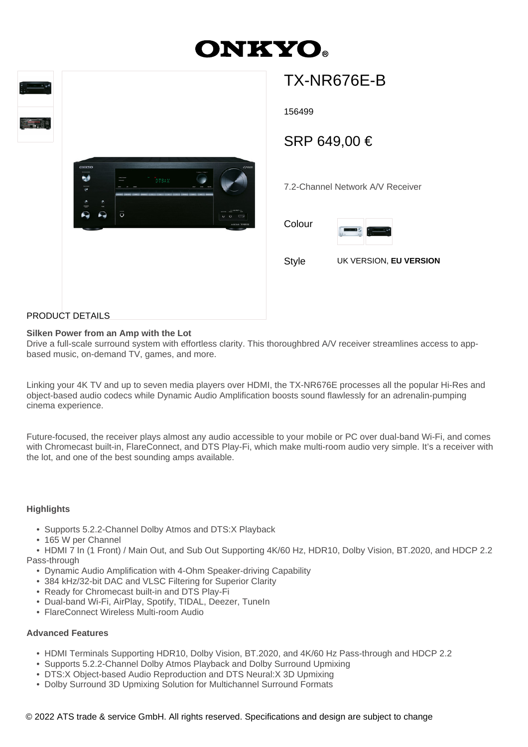# ONKYO

## TX-NR676E-B

156499

SRP 649,00 €

7.2-Channel Network A/V Receiver

Colour

Style UK VERSION, **EU VERSION**

PRODUCT DETAILS

**Silken Power from an Amp with the Lot**
Drive a full-scale surround system with effortless clarity. This thoroughbred A/V receiver streamlines access to app-based music, on-demand TV, games, and more.

Linking your 4K TV and up to seven media players over HDMI, the TX-NR676E processes all the popular Hi-Res and object-based audio codecs while Dynamic Audio Amplification boosts sound flawlessly for an adrenalin-pumping cinema experience.

Future-focused, the receiver plays almost any audio accessible to your mobile or PC over dual-band Wi-Fi, and comes with Chromecast built-in, FlareConnect, and DTS Play-Fi, which make multi-room audio very simple. It's a receiver with the lot, and one of the best sounding amps available.

**Highlights**

- Supports 5.2.2-Channel Dolby Atmos and DTS:X Playback
- 165 W per Channel
- HDMI 7 In (1 Front) / Main Out, and Sub Out Supporting 4K/60 Hz, HDR10, Dolby Vision, BT.2020, and HDCP 2.2 Pass-through
- Dynamic Audio Amplification with 4-Ohm Speaker-driving Capability
- 384 kHz/32-bit DAC and VLSC Filtering for Superior Clarity
- Ready for Chromecast built-in and DTS Play-Fi
- Dual-band Wi-Fi, AirPlay, Spotify, TIDAL, Deezer, TuneIn
- FlareConnect Wireless Multi-room Audio

**Advanced Features**

- HDMI Terminals Supporting HDR10, Dolby Vision, BT.2020, and 4K/60 Hz Pass-through and HDCP 2.2
- Supports 5.2.2-Channel Dolby Atmos Playback and Dolby Surround Upmixing
- DTS:X Object-based Audio Reproduction and DTS Neural:X 3D Upmixing
- Dolby Surround 3D Upmixing Solution for Multichannel Surround Formats

© 2022 ATS trade & service GmbH. All rights reserved. Specifications and design are subject to change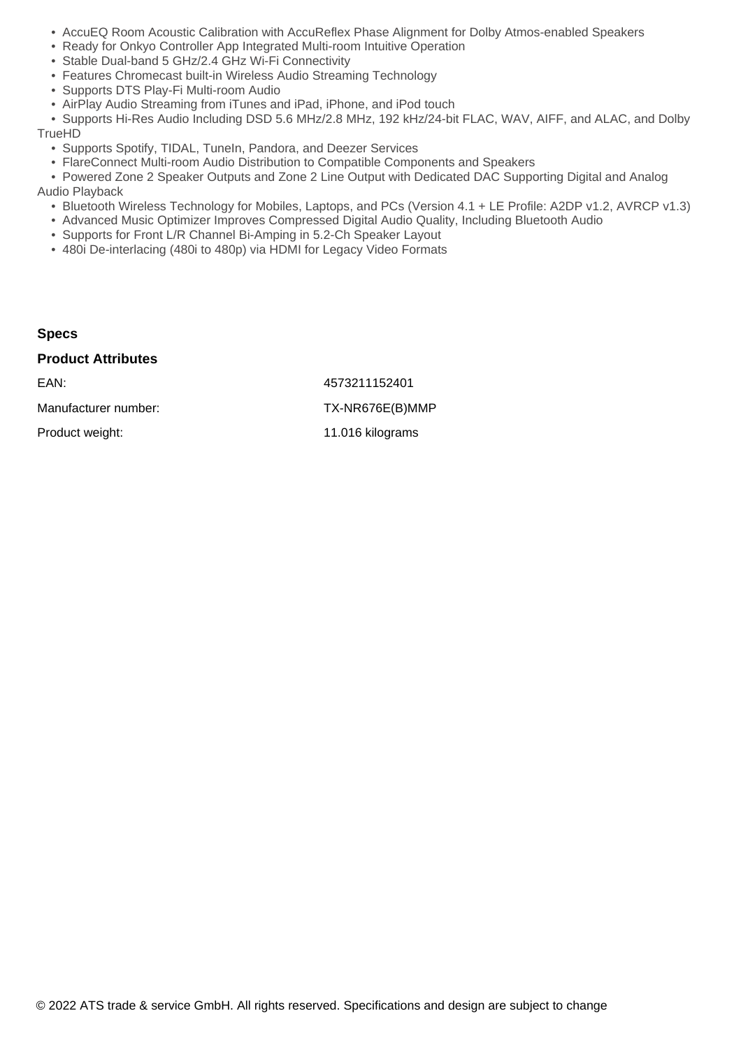- AccuEQ Room Acoustic Calibration with AccuReflex Phase Alignment for Dolby Atmos-enabled Speakers
- Ready for Onkyo Controller App Integrated Multi-room Intuitive Operation
- Stable Dual-band 5 GHz/2.4 GHz Wi-Fi Connectivity
- Features Chromecast built-in Wireless Audio Streaming Technology
- Supports DTS Play-Fi Multi-room Audio
- AirPlay Audio Streaming from iTunes and iPad, iPhone, and iPod touch
- Supports Hi-Res Audio Including DSD 5.6 MHz/2.8 MHz, 192 kHz/24-bit FLAC, WAV, AIFF, and ALAC, and Dolby TrueHD
- Supports Spotify, TIDAL, TuneIn, Pandora, and Deezer Services
- FlareConnect Multi-room Audio Distribution to Compatible Components and Speakers
- Powered Zone 2 Speaker Outputs and Zone 2 Line Output with Dedicated DAC Supporting Digital and Analog Audio Playback
- Bluetooth Wireless Technology for Mobiles, Laptops, and PCs (Version 4.1 + LE Profile: A2DP v1.2, AVRCP v1.3)
- Advanced Music Optimizer Improves Compressed Digital Audio Quality, Including Bluetooth Audio
- Supports for Front L/R Channel Bi-Amping in 5.2-Ch Speaker Layout
- 480i De-interlacing (480i to 480p) via HDMI for Legacy Video Formats

**Specs**

**Product Attributes**

| | |
|---|---|
| EAN: | 4573211152401 |
| Manufacturer number: | TX-NR676E(B)MMP |
| Product weight: | 11.016 kilograms |

© 2022 ATS trade & service GmbH. All rights reserved. Specifications and design are subject to change